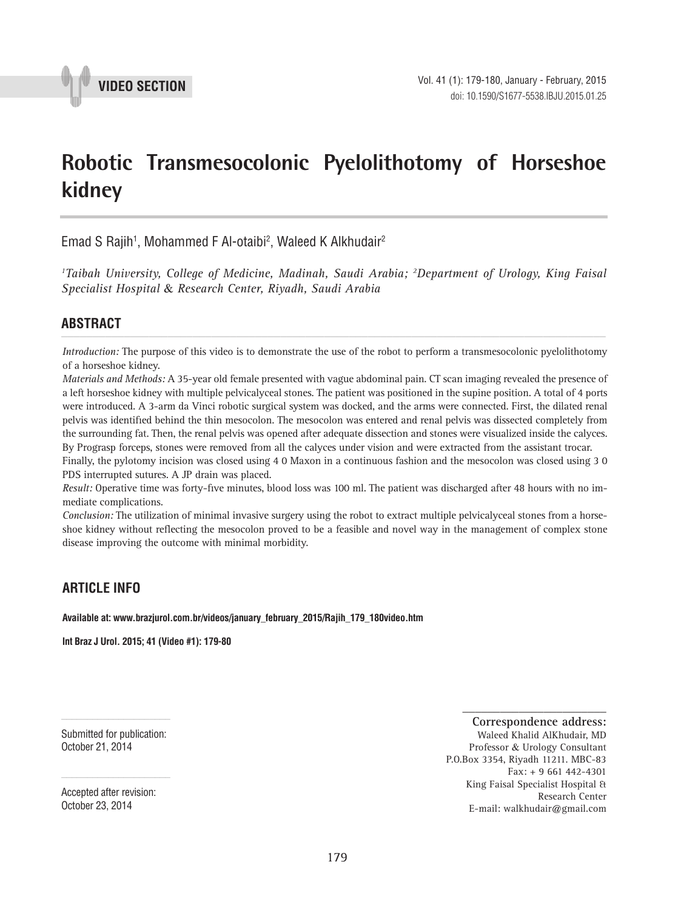VIDEO SECTION

# Robotic Transmesocolonic Pyelolithotomy of Horseshoe kidney

Emad S Rajih[1], Mohammed F Al-otaibi[2], Waleed K Alkhudair[2]

*[1]Taibah University, College of Medicine, Madinah, Saudi Arabia; [2]Department of Urology, King Faisal Specialist Hospital & Research Center, Riyadh, Saudi Arabia*

## ABSTRACT

*Introduction:* The purpose of this video is to demonstrate the use of the robot to perform a transmesocolonic pyelolithotomy of a horseshoe kidney.

*Materials and Methods:* A 35-year old female presented with vague abdominal pain. CT scan imaging revealed the presence of a left horseshoe kidney with multiple pelvicalyceal stones. The patient was positioned in the supine position. A total of 4 ports were introduced. A 3-arm da Vinci robotic surgical system was docked, and the arms were connected. First, the dilated renal pelvis was identified behind the thin mesocolon. The mesocolon was entered and renal pelvis was dissected completely from the surrounding fat. Then, the renal pelvis was opened after adequate dissection and stones were visualized inside the calyces. By Prograsp forceps, stones were removed from all the calyces under vision and were extracted from the assistant trocar.

Finally, the pylotomy incision was closed using 4 0 Maxon in a continuous fashion and the mesocolon was closed using 3 0 PDS interrupted sutures. A JP drain was placed.

*Result:* Operative time was forty-five minutes, blood loss was 100 ml. The patient was discharged after 48 hours with no immediate complications.

*Conclusion:* The utilization of minimal invasive surgery using the robot to extract multiple pelvicalyceal stones from a horseshoe kidney without reflecting the mesocolon proved to be a feasible and novel way in the management of complex stone disease improving the outcome with minimal morbidity.

## ARTICLE INFO

**Available at: www.brazjurol.com.br/videos/january_february_2015/Rajih_179_180video.htm**

**Int Braz J Urol. 2015; 41 (Video #1): 179-80**

Submitted for publication:
October 21, 2014

Accepted after revision:
October 23, 2014

**Correspondence address:**
Waleed Khalid AlKhudair, MD
Professor & Urology Consultant
P.O.Box 3354, Riyadh 11211. MBC-83
Fax: + 9 661 442-4301
King Faisal Specialist Hospital &
Research Center
E-mail: walkhudair@gmail.com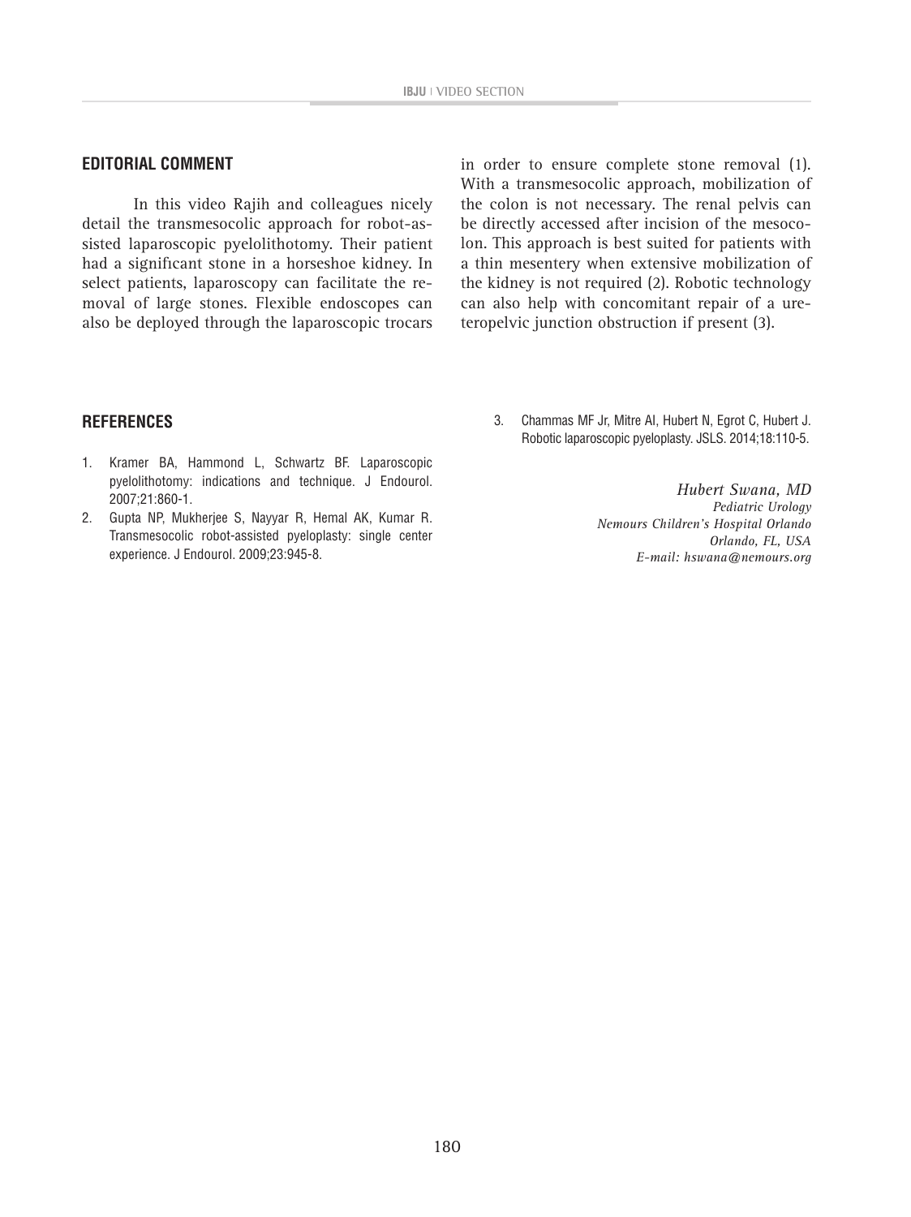## EDITORIAL COMMENT

In this video Rajih and colleagues nicely detail the transmesocolic approach for robot-assisted laparoscopic pyelolithotomy. Their patient had a significant stone in a horseshoe kidney. In select patients, laparoscopy can facilitate the removal of large stones. Flexible endoscopes can also be deployed through the laparoscopic trocars in order to ensure complete stone removal (1). With a transmesocolic approach, mobilization of the colon is not necessary. The renal pelvis can be directly accessed after incision of the mesocolon. This approach is best suited for patients with a thin mesentery when extensive mobilization of the kidney is not required (2). Robotic technology can also help with concomitant repair of a ureteropelvic junction obstruction if present (3).

## REFERENCES

1. Kramer BA, Hammond L, Schwartz BF. Laparoscopic pyelolithotomy: indications and technique. J Endourol. 2007;21:860-1.
2. Gupta NP, Mukherjee S, Nayyar R, Hemal AK, Kumar R. Transmesocolic robot-assisted pyeloplasty: single center experience. J Endourol. 2009;23:945-8.
3. Chammas MF Jr, Mitre AI, Hubert N, Egrot C, Hubert J. Robotic laparoscopic pyeloplasty. JSLS. 2014;18:110-5.

*Hubert Swana, MD*
*Pediatric Urology*
*Nemours Children's Hospital Orlando*
*Orlando, FL, USA*
*E-mail: hswana@nemours.org*